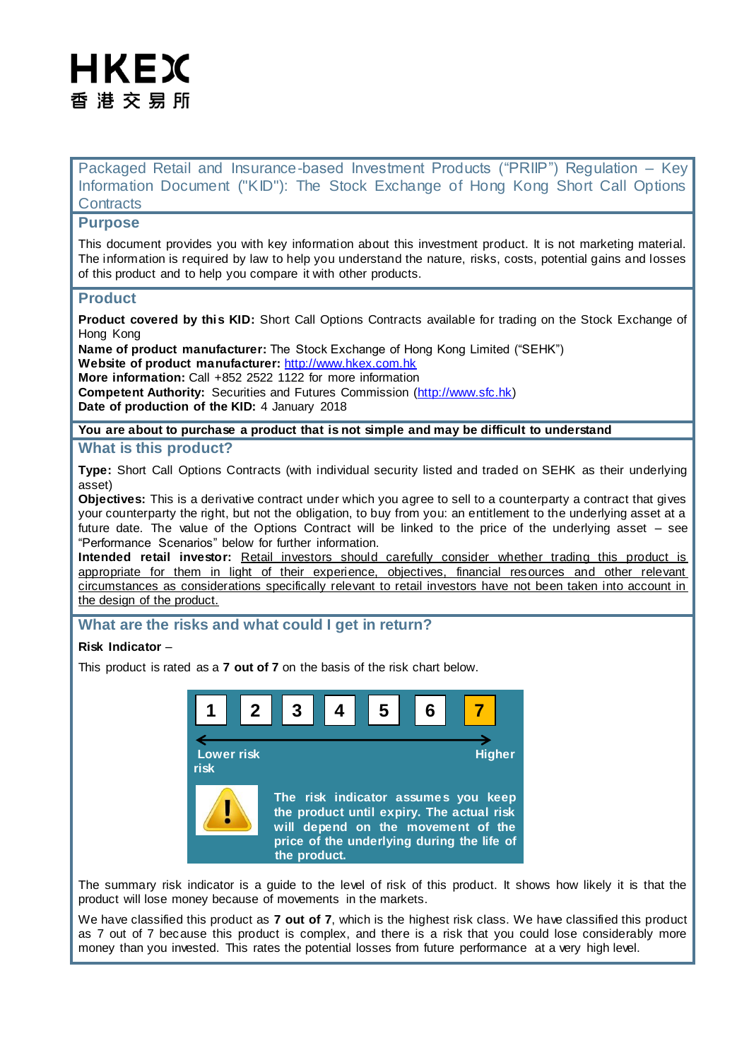HKEX
香港交易所

# Packaged Retail and Insurance-based Investment Products ("PRIIP") Regulation – Key Information Document ("KID"): The Stock Exchange of Hong Kong Short Call Options Contracts

## Purpose

This document provides you with key information about this investment product. It is not marketing material. The information is required by law to help you understand the nature, risks, costs, potential gains and losses of this product and to help you compare it with other products.

## Product

**Product covered by this KID:** Short Call Options Contracts available for trading on the Stock Exchange of Hong Kong
**Name of product manufacturer:** The Stock Exchange of Hong Kong Limited ("SEHK")
**Website of product manufacturer:** http://www.hkex.com.hk
**More information:** Call +852 2522 1122 for more information
**Competent Authority:** Securities and Futures Commission (http://www.sfc.hk)
**Date of production of the KID:** 4 January 2018

**You are about to purchase a product that is not simple and may be difficult to understand**

## What is this product?

**Type:** Short Call Options Contracts (with individual security listed and traded on SEHK as their underlying asset)
**Objectives:** This is a derivative contract under which you agree to sell to a counterparty a contract that gives your counterparty the right, but not the obligation, to buy from you: an entitlement to the underlying asset at a future date. The value of the Options Contract will be linked to the price of the underlying asset – see "Performance Scenarios" below for further information.
**Intended retail investor:** Retail investors should carefully consider whether trading this product is appropriate for them in light of their experience, objectives, financial resources and other relevant circumstances as considerations specifically relevant to retail investors have not been taken into account in the design of the product.

## What are the risks and what could I get in return?

**Risk Indicator** –

This product is rated as a **7 out of 7** on the basis of the risk chart below.

| 1 | 2 | 3 | 4 | 5 | 6 | **7** |
|---|---|---|---|---|---|---|

Lower risk ← → Higher risk

**The risk indicator assumes you keep the product until expiry. The actual risk will depend on the movement of the price of the underlying during the life of the product.**

The summary risk indicator is a guide to the level of risk of this product. It shows how likely it is that the product will lose money because of movements in the markets.

We have classified this product as **7 out of 7**, which is the highest risk class. We have classified this product as 7 out of 7 because this product is complex, and there is a risk that you could lose considerably more money than you invested. This rates the potential losses from future performance at a very high level.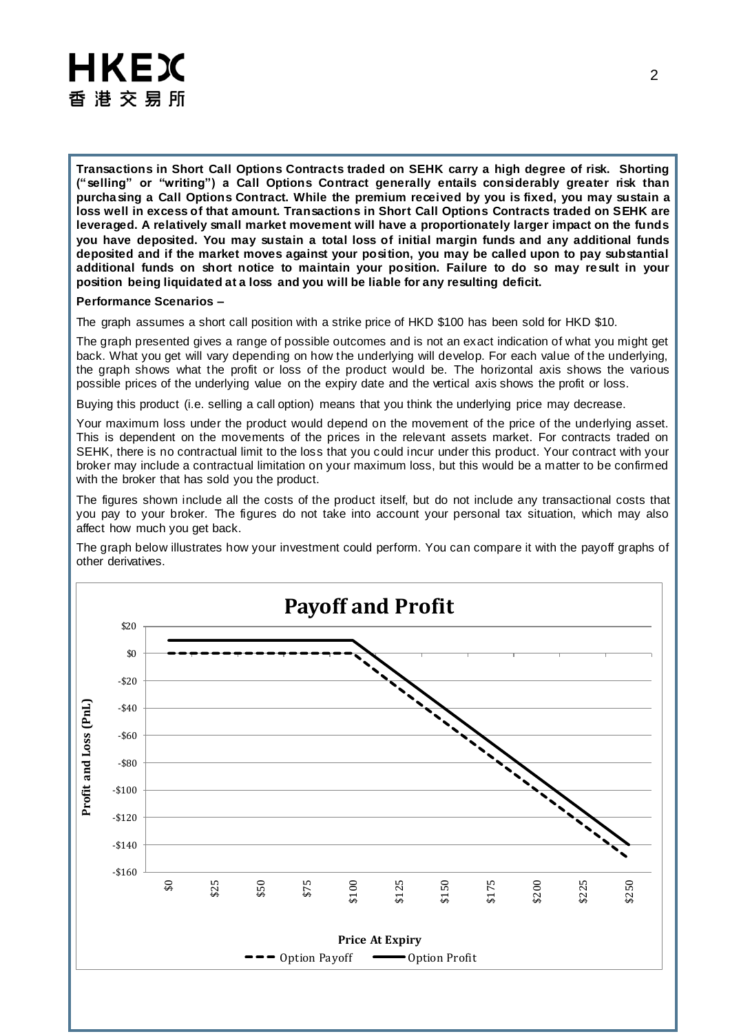**Transactions in Short Call Options Contracts traded on SEHK carry a high degree of risk. Shorting ("selling" or "writing") a Call Options Contract generally entails considerably greater risk than purchasing a Call Options Contract. While the premium received by you is fixed, you may sustain a loss well in excess of that amount. Transactions in Short Call Options Contracts traded on SEHK are leveraged. A relatively small market movement will have a proportionately larger impact on the funds you have deposited. You may sustain a total loss of initial margin funds and any additional funds deposited and if the market moves against your position, you may be called upon to pay substantial additional funds on short notice to maintain your position. Failure to do so may result in your position being liquidated at a loss and you will be liable for any resulting deficit.**

**Performance Scenarios –**

The graph assumes a short call position with a strike price of HKD $100 has been sold for HKD $10.

The graph presented gives a range of possible outcomes and is not an exact indication of what you might get back. What you get will vary depending on how the underlying will develop. For each value of the underlying, the graph shows what the profit or loss of the product would be. The horizontal axis shows the various possible prices of the underlying value on the expiry date and the vertical axis shows the profit or loss.

Buying this product (i.e. selling a call option) means that you think the underlying price may decrease.

Your maximum loss under the product would depend on the movement of the price of the underlying asset. This is dependent on the movements of the prices in the relevant assets market. For contracts traded on SEHK, there is no contractual limit to the loss that you could incur under this product. Your contract with your broker may include a contractual limitation on your maximum loss, but this would be a matter to be confirmed with the broker that has sold you the product.

The figures shown include all the costs of the product itself, but do not include any transactional costs that you pay to your broker. The figures do not take into account your personal tax situation, which may also affect how much you get back.

The graph below illustrates how your investment could perform. You can compare it with the payoff graphs of other derivatives.

**Payoff and Profit**

Profit and Loss (PnL): $20, $0, -$20, -$40, -$60, -$80, -$100, -$120, -$140, -$160

Price At Expiry: $0, $25, $50, $75, $100, $125, $150, $175, $200, $225, $250

Option Payoff — Option Profit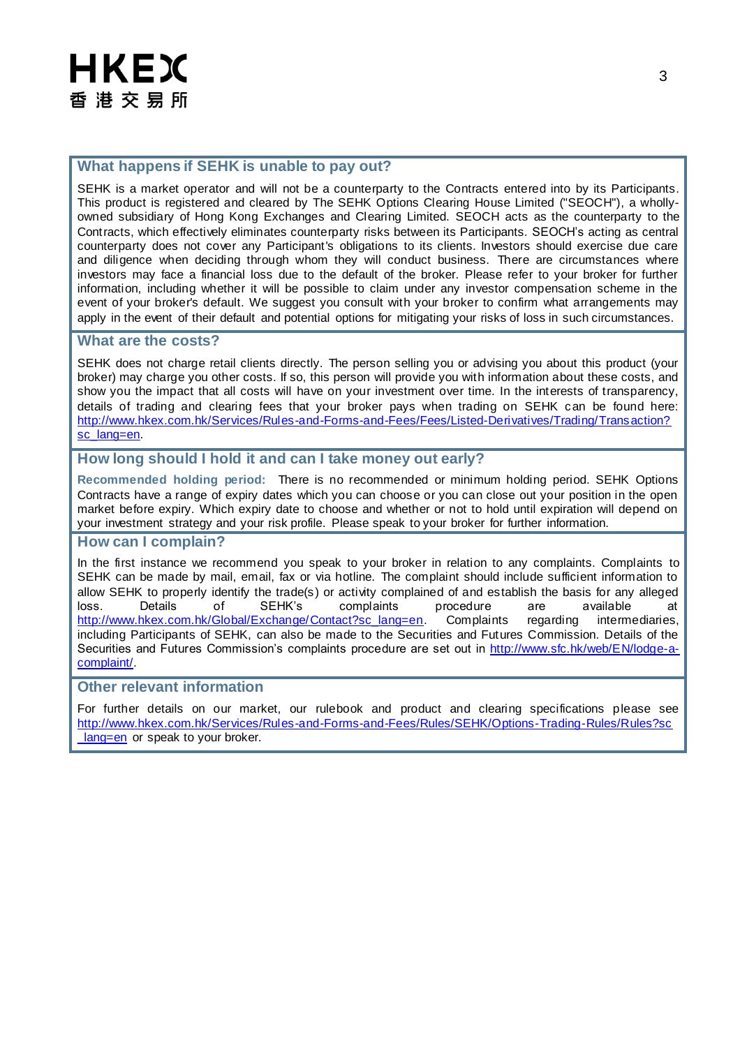## What happens if SEHK is unable to pay out?

SEHK is a market operator and will not be a counterparty to the Contracts entered into by its Participants. This product is registered and cleared by The SEHK Options Clearing House Limited ("SEOCH"), a wholly-owned subsidiary of Hong Kong Exchanges and Clearing Limited. SEOCH acts as the counterparty to the Contracts, which effectively eliminates counterparty risks between its Participants. SEOCH's acting as central counterparty does not cover any Participant's obligations to its clients. Investors should exercise due care and diligence when deciding through whom they will conduct business. There are circumstances where investors may face a financial loss due to the default of the broker. Please refer to your broker for further information, including whether it will be possible to claim under any investor compensation scheme in the event of your broker's default. We suggest you consult with your broker to confirm what arrangements may apply in the event of their default and potential options for mitigating your risks of loss in such circumstances.

## What are the costs?

SEHK does not charge retail clients directly. The person selling you or advising you about this product (your broker) may charge you other costs. If so, this person will provide you with information about these costs, and show you the impact that all costs will have on your investment over time. In the interests of transparency, details of trading and clearing fees that your broker pays when trading on SEHK can be found here: http://www.hkex.com.hk/Services/Rules-and-Forms-and-Fees/Fees/Listed-Derivatives/Trading/Transaction?sc_lang=en.

## How long should I hold it and can I take money out early?

**Recommended holding period:** There is no recommended or minimum holding period. SEHK Options Contracts have a range of expiry dates which you can choose or you can close out your position in the open market before expiry. Which expiry date to choose and whether or not to hold until expiration will depend on your investment strategy and your risk profile. Please speak to your broker for further information.

## How can I complain?

In the first instance we recommend you speak to your broker in relation to any complaints. Complaints to SEHK can be made by mail, email, fax or via hotline. The complaint should include sufficient information to allow SEHK to properly identify the trade(s) or activity complained of and establish the basis for any alleged loss. Details of SEHK's complaints procedure are available at http://www.hkex.com.hk/Global/Exchange/Contact?sc_lang=en. Complaints regarding intermediaries, including Participants of SEHK, can also be made to the Securities and Futures Commission. Details of the Securities and Futures Commission's complaints procedure are set out in http://www.sfc.hk/web/EN/lodge-a-complaint/.

## Other relevant information

For further details on our market, our rulebook and product and clearing specifications please see http://www.hkex.com.hk/Services/Rules-and-Forms-and-Fees/Rules/SEHK/Options-Trading-Rules/Rules?sc_lang=en or speak to your broker.